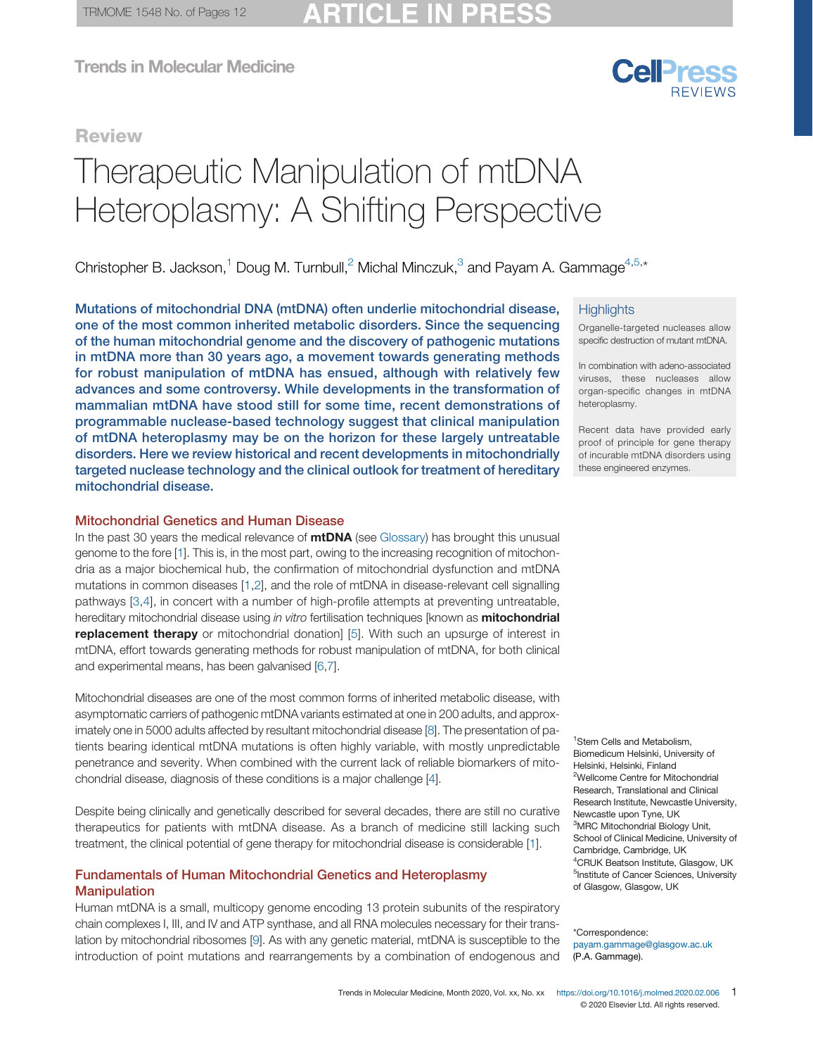Review

# Therapeutic Manipulation of mtDNA Heteroplasmy: A Shifting Perspective

Christopher B. Jackson,[1] Doug M. Turnbull,[2] Michal Minczuk,[3] and Payam A. Gammage[4,5,*]

**Mutations of mitochondrial DNA (mtDNA) often underlie mitochondrial disease, one of the most common inherited metabolic disorders. Since the sequencing of the human mitochondrial genome and the discovery of pathogenic mutations in mtDNA more than 30 years ago, a movement towards generating methods for robust manipulation of mtDNA has ensued, although with relatively few advances and some controversy. While developments in the transformation of mammalian mtDNA have stood still for some time, recent demonstrations of programmable nuclease-based technology suggest that clinical manipulation of mtDNA heteroplasmy may be on the horizon for these largely untreatable disorders. Here we review historical and recent developments in mitochondrially targeted nuclease technology and the clinical outlook for treatment of hereditary mitochondrial disease.**

## Highlights

Organelle-targeted nucleases allow specific destruction of mutant mtDNA.

In combination with adeno-associated viruses, these nucleases allow organ-specific changes in mtDNA heteroplasmy.

Recent data have provided early proof of principle for gene therapy of incurable mtDNA disorders using these engineered enzymes.

## Mitochondrial Genetics and Human Disease

In the past 30 years the medical relevance of **mtDNA** (see Glossary) has brought this unusual genome to the fore [1]. This is, in the most part, owing to the increasing recognition of mitochondria as a major biochemical hub, the confirmation of mitochondrial dysfunction and mtDNA mutations in common diseases [1,2], and the role of mtDNA in disease-relevant cell signalling pathways [3,4], in concert with a number of high-profile attempts at preventing untreatable, hereditary mitochondrial disease using *in vitro* fertilisation techniques [known as **mitochondrial replacement therapy** or mitochondrial donation] [5]. With such an upsurge of interest in mtDNA, effort towards generating methods for robust manipulation of mtDNA, for both clinical and experimental means, has been galvanised [6,7].

Mitochondrial diseases are one of the most common forms of inherited metabolic disease, with asymptomatic carriers of pathogenic mtDNA variants estimated at one in 200 adults, and approximately one in 5000 adults affected by resultant mitochondrial disease [8]. The presentation of patients bearing identical mtDNA mutations is often highly variable, with mostly unpredictable penetrance and severity. When combined with the current lack of reliable biomarkers of mitochondrial disease, diagnosis of these conditions is a major challenge [4].

Despite being clinically and genetically described for several decades, there are still no curative therapeutics for patients with mtDNA disease. As a branch of medicine still lacking such treatment, the clinical potential of gene therapy for mitochondrial disease is considerable [1].

## Fundamentals of Human Mitochondrial Genetics and Heteroplasmy Manipulation

Human mtDNA is a small, multicopy genome encoding 13 protein subunits of the respiratory chain complexes I, III, and IV and ATP synthase, and all RNA molecules necessary for their translation by mitochondrial ribosomes [9]. As with any genetic material, mtDNA is susceptible to the introduction of point mutations and rearrangements by a combination of endogenous and

[1]Stem Cells and Metabolism, Biomedicum Helsinki, University of Helsinki, Helsinki, Finland
[2]Wellcome Centre for Mitochondrial Research, Translational and Clinical Research Institute, Newcastle University, Newcastle upon Tyne, UK
[3]MRC Mitochondrial Biology Unit, School of Clinical Medicine, University of Cambridge, Cambridge, UK
[4]CRUK Beatson Institute, Glasgow, UK
[5]Institute of Cancer Sciences, University of Glasgow, Glasgow, UK

*Correspondence: payam.gammage@glasgow.ac.uk (P.A. Gammage).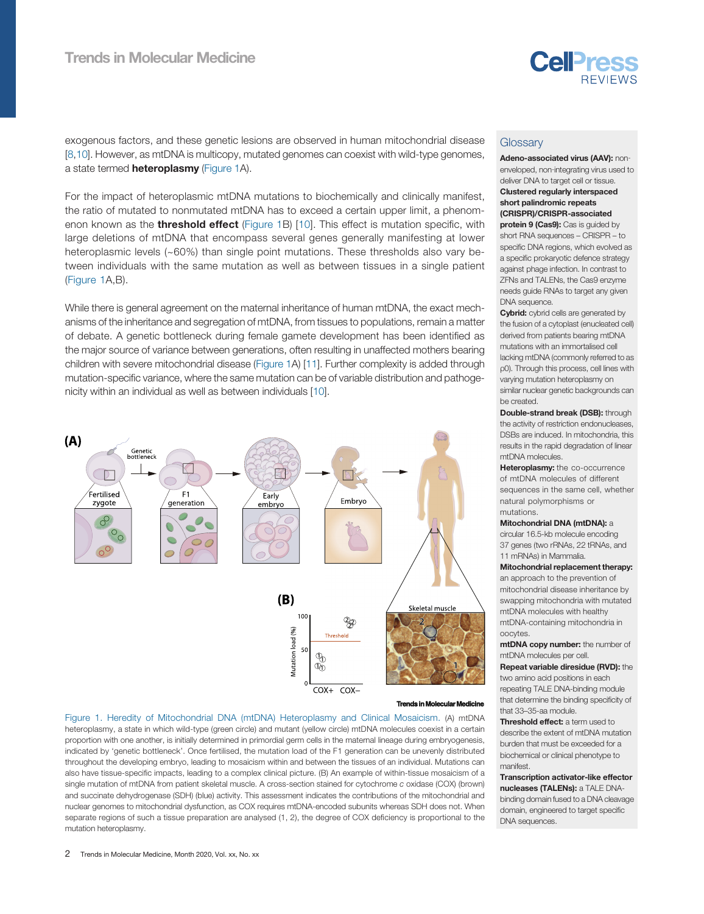exogenous factors, and these genetic lesions are observed in human mitochondrial disease [8,10]. However, as mtDNA is multicopy, mutated genomes can coexist with wild-type genomes, a state termed **heteroplasmy** (Figure 1A).

For the impact of heteroplasmic mtDNA mutations to biochemically and clinically manifest, the ratio of mutated to nonmutated mtDNA has to exceed a certain upper limit, a phenomenon known as the **threshold effect** (Figure 1B) [10]. This effect is mutation specific, with large deletions of mtDNA that encompass several genes generally manifesting at lower heteroplasmic levels (~60%) than single point mutations. These thresholds also vary between individuals with the same mutation as well as between tissues in a single patient (Figure 1A,B).

While there is general agreement on the maternal inheritance of human mtDNA, the exact mechanisms of the inheritance and segregation of mtDNA, from tissues to populations, remain a matter of debate. A genetic bottleneck during female gamete development has been identified as the major source of variance between generations, often resulting in unaffected mothers bearing children with severe mitochondrial disease (Figure 1A) [11]. Further complexity is added through mutation-specific variance, where the same mutation can be of variable distribution and pathogenicity within an individual as well as between individuals [10].

Figure 1. Heredity of Mitochondrial DNA (mtDNA) Heteroplasmy and Clinical Mosaicism. (A) mtDNA heteroplasmy, a state in which wild-type (green circle) and mutant (yellow circle) mtDNA molecules coexist in a certain proportion with one another, is initially determined in primordial germ cells in the maternal lineage during embryogenesis, indicated by 'genetic bottleneck'. Once fertilised, the mutation load of the F1 generation can be unevenly distributed throughout the developing embryo, leading to mosaicism within and between the tissues of an individual. Mutations can also have tissue-specific impacts, leading to a complex clinical picture. (B) An example of within-tissue mosaicism of a single mutation of mtDNA from patient skeletal muscle. A cross-section stained for cytochrome *c* oxidase (COX) (brown) and succinate dehydrogenase (SDH) (blue) activity. This assessment indicates the contributions of the mitochondrial and nuclear genomes to mitochondrial dysfunction, as COX requires mtDNA-encoded subunits whereas SDH does not. When separate regions of such a tissue preparation are analysed (1, 2), the degree of COX deficiency is proportional to the mutation heteroplasmy.

## Glossary

**Adeno-associated virus (AAV):** non-enveloped, non-integrating virus used to deliver DNA to target cell or tissue.

**Clustered regularly interspaced short palindromic repeats (CRISPR)/CRISPR-associated protein 9 (Cas9):** Cas is guided by short RNA sequences – CRISPR – to specific DNA regions, which evolved as a specific prokaryotic defence strategy against phage infection. In contrast to ZFNs and TALENs, the Cas9 enzyme needs guide RNAs to target any given DNA sequence.

**Cybrid:** cybrid cells are generated by the fusion of a cytoplast (enucleated cell) derived from patients bearing mtDNA mutations with an immortalised cell lacking mtDNA (commonly referred to as ρ0). Through this process, cell lines with varying mutation heteroplasmy on similar nuclear genetic backgrounds can be created.

**Double-strand break (DSB):** through the activity of restriction endonucleases, DSBs are induced. In mitochondria, this results in the rapid degradation of linear mtDNA molecules.

**Heteroplasmy:** the co-occurrence of mtDNA molecules of different sequences in the same cell, whether natural polymorphisms or mutations.

**Mitochondrial DNA (mtDNA):** a circular 16.5-kb molecule encoding 37 genes (two rRNAs, 22 tRNAs, and 11 mRNAs) in Mammalia.

**Mitochondrial replacement therapy:** an approach to the prevention of mitochondrial disease inheritance by swapping mitochondria with mutated mtDNA molecules with healthy mtDNA-containing mitochondria in oocytes.

**mtDNA copy number:** the number of mtDNA molecules per cell.

**Repeat variable diresidue (RVD):** the two amino acid positions in each repeating TALE DNA-binding module that determine the binding specificity of that 33–35-aa module.

**Threshold effect:** a term used to describe the extent of mtDNA mutation burden that must be exceeded for a biochemical or clinical phenotype to manifest.

**Transcription activator-like effector nucleases (TALENs):** a TALE DNA-binding domain fused to a DNA cleavage domain, engineered to target specific DNA sequences.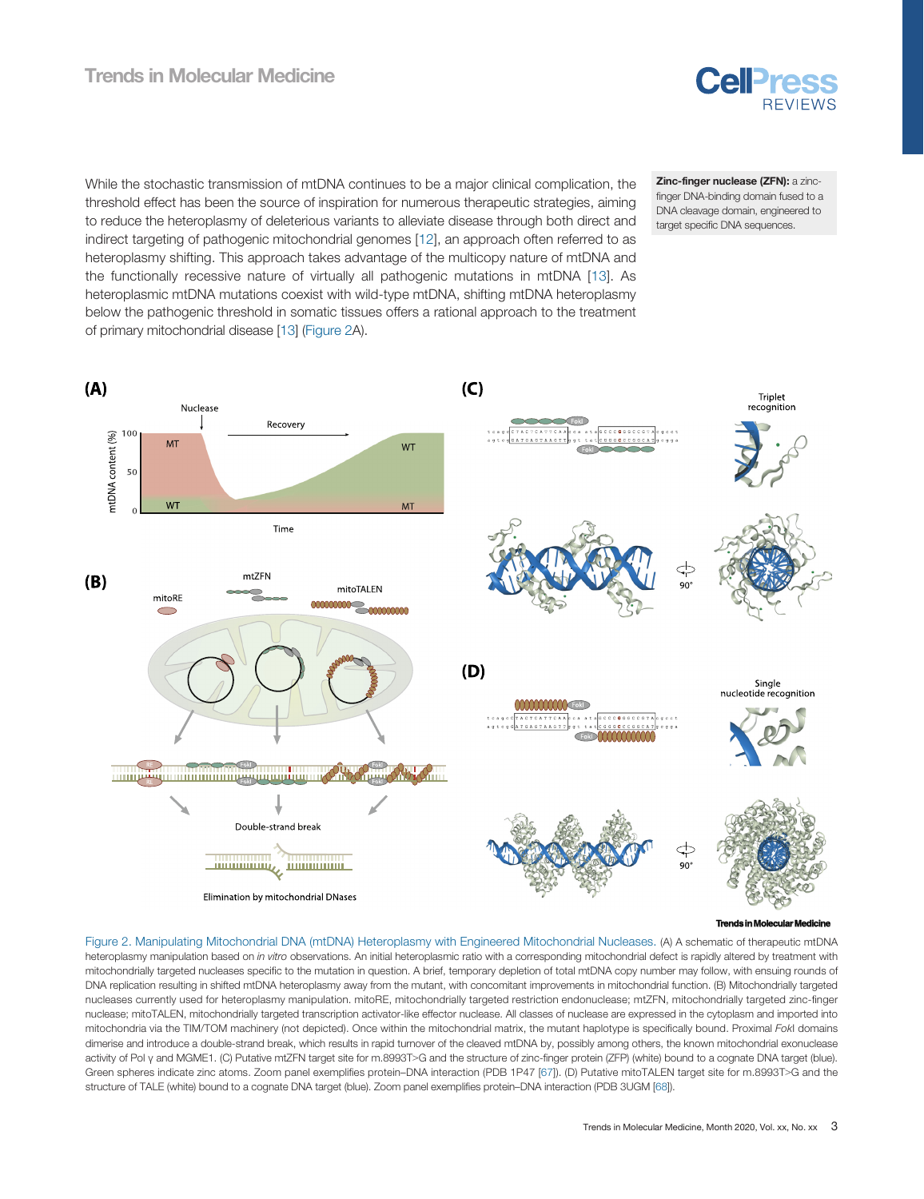While the stochastic transmission of mtDNA continues to be a major clinical complication, the threshold effect has been the source of inspiration for numerous therapeutic strategies, aiming to reduce the heteroplasmy of deleterious variants to alleviate disease through both direct and indirect targeting of pathogenic mitochondrial genomes [12], an approach often referred to as heteroplasmy shifting. This approach takes advantage of the multicopy nature of mtDNA and the functionally recessive nature of virtually all pathogenic mutations in mtDNA [13]. As heteroplasmic mtDNA mutations coexist with wild-type mtDNA, shifting mtDNA heteroplasmy below the pathogenic threshold in somatic tissues offers a rational approach to the treatment of primary mitochondrial disease [13] (Figure 2A).

**Zinc-finger nuclease (ZFN):** a zinc-finger DNA-binding domain fused to a DNA cleavage domain, engineered to target specific DNA sequences.

Figure 2. Manipulating Mitochondrial DNA (mtDNA) Heteroplasmy with Engineered Mitochondrial Nucleases. (A) A schematic of therapeutic mtDNA heteroplasmy manipulation based on *in vitro* observations. An initial heteroplasmic ratio with a corresponding mitochondrial defect is rapidly altered by treatment with mitochondrially targeted nucleases specific to the mutation in question. A brief, temporary depletion of total mtDNA copy number may follow, with ensuing rounds of DNA replication resulting in shifted mtDNA heteroplasmy away from the mutant, with concomitant improvements in mitochondrial function. (B) Mitochondrially targeted nucleases currently used for heteroplasmy manipulation. mitoRE, mitochondrially targeted restriction endonuclease; mtZFN, mitochondrially targeted zinc-finger nuclease; mitoTALEN, mitochondrially targeted transcription activator-like effector nuclease. All classes of nuclease are expressed in the cytoplasm and imported into mitochondria via the TIM/TOM machinery (not depicted). Once within the mitochondrial matrix, the mutant haplotype is specifically bound. Proximal *Fok*I domains dimerise and introduce a double-strand break, which results in rapid turnover of the cleaved mtDNA by, possibly among others, the known mitochondrial exonuclease activity of Pol γ and MGME1. (C) Putative mtZFN target site for m.8993T>G and the structure of zinc-finger protein (ZFP) (white) bound to a cognate DNA target (blue). Green spheres indicate zinc atoms. Zoom panel exemplifies protein–DNA interaction (PDB 1P47 [67]). (D) Putative mitoTALEN target site for m.8993T>G and the structure of TALE (white) bound to a cognate DNA target (blue). Zoom panel exemplifies protein–DNA interaction (PDB 3UGM [68]).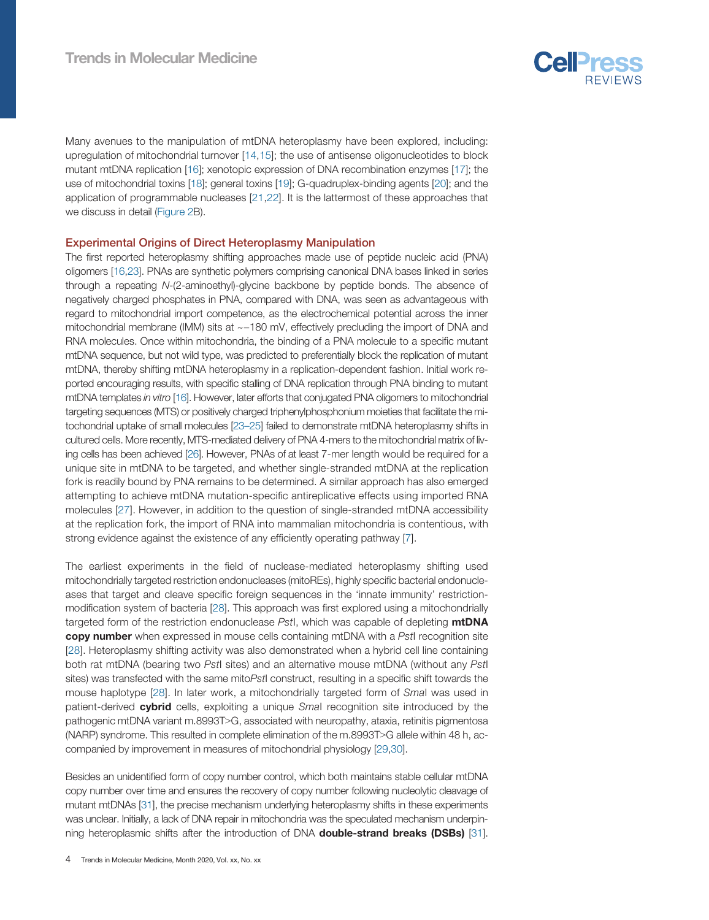Many avenues to the manipulation of mtDNA heteroplasmy have been explored, including: upregulation of mitochondrial turnover [14,15]; the use of antisense oligonucleotides to block mutant mtDNA replication [16]; xenotopic expression of DNA recombination enzymes [17]; the use of mitochondrial toxins [18]; general toxins [19]; G-quadruplex-binding agents [20]; and the application of programmable nucleases [21,22]. It is the lattermost of these approaches that we discuss in detail (Figure 2B).

## Experimental Origins of Direct Heteroplasmy Manipulation

The first reported heteroplasmy shifting approaches made use of peptide nucleic acid (PNA) oligomers [16,23]. PNAs are synthetic polymers comprising canonical DNA bases linked in series through a repeating *N*-(2-aminoethyl)-glycine backbone by peptide bonds. The absence of negatively charged phosphates in PNA, compared with DNA, was seen as advantageous with regard to mitochondrial import competence, as the electrochemical potential across the inner mitochondrial membrane (IMM) sits at ~−180 mV, effectively precluding the import of DNA and RNA molecules. Once within mitochondria, the binding of a PNA molecule to a specific mutant mtDNA sequence, but not wild type, was predicted to preferentially block the replication of mutant mtDNA, thereby shifting mtDNA heteroplasmy in a replication-dependent fashion. Initial work reported encouraging results, with specific stalling of DNA replication through PNA binding to mutant mtDNA templates *in vitro* [16]. However, later efforts that conjugated PNA oligomers to mitochondrial targeting sequences (MTS) or positively charged triphenylphosphonium moieties that facilitate the mitochondrial uptake of small molecules [23–25] failed to demonstrate mtDNA heteroplasmy shifts in cultured cells. More recently, MTS-mediated delivery of PNA 4-mers to the mitochondrial matrix of living cells has been achieved [26]. However, PNAs of at least 7-mer length would be required for a unique site in mtDNA to be targeted, and whether single-stranded mtDNA at the replication fork is readily bound by PNA remains to be determined. A similar approach has also emerged attempting to achieve mtDNA mutation-specific antireplicative effects using imported RNA molecules [27]. However, in addition to the question of single-stranded mtDNA accessibility at the replication fork, the import of RNA into mammalian mitochondria is contentious, with strong evidence against the existence of any efficiently operating pathway [7].

The earliest experiments in the field of nuclease-mediated heteroplasmy shifting used mitochondrially targeted restriction endonucleases (mitoREs), highly specific bacterial endonucleases that target and cleave specific foreign sequences in the 'innate immunity' restriction-modification system of bacteria [28]. This approach was first explored using a mitochondrially targeted form of the restriction endonuclease *Pst*I, which was capable of depleting **mtDNA copy number** when expressed in mouse cells containing mtDNA with a *Pst*I recognition site [28]. Heteroplasmy shifting activity was also demonstrated when a hybrid cell line containing both rat mtDNA (bearing two *Pst*I sites) and an alternative mouse mtDNA (without any *Pst*I sites) was transfected with the same mito*Pst*I construct, resulting in a specific shift towards the mouse haplotype [28]. In later work, a mitochondrially targeted form of *Sma*I was used in patient-derived **cybrid** cells, exploiting a unique *Sma*I recognition site introduced by the pathogenic mtDNA variant m.8993T>G, associated with neuropathy, ataxia, retinitis pigmentosa (NARP) syndrome. This resulted in complete elimination of the m.8993T>G allele within 48 h, accompanied by improvement in measures of mitochondrial physiology [29,30].

Besides an unidentified form of copy number control, which both maintains stable cellular mtDNA copy number over time and ensures the recovery of copy number following nucleolytic cleavage of mutant mtDNAs [31], the precise mechanism underlying heteroplasmy shifts in these experiments was unclear. Initially, a lack of DNA repair in mitochondria was the speculated mechanism underpinning heteroplasmic shifts after the introduction of DNA **double-strand breaks (DSBs)** [31].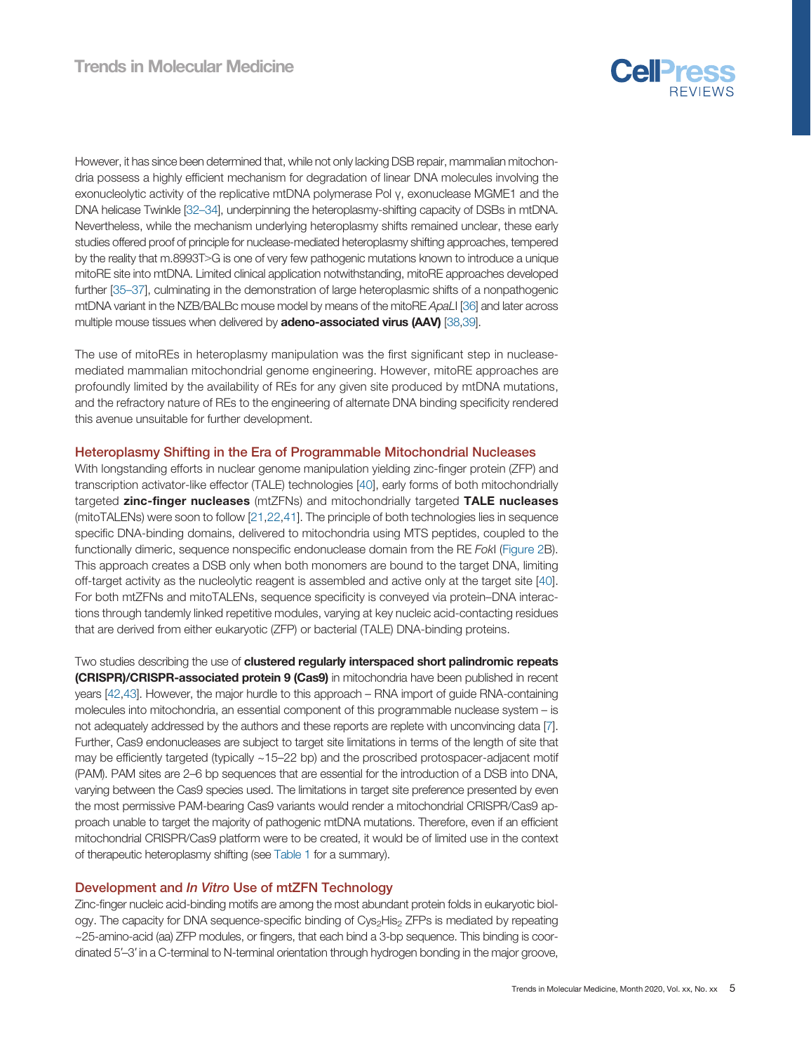However, it has since been determined that, while not only lacking DSB repair, mammalian mitochondria possess a highly efficient mechanism for degradation of linear DNA molecules involving the exonucleolytic activity of the replicative mtDNA polymerase Pol γ, exonuclease MGME1 and the DNA helicase Twinkle [32–34], underpinning the heteroplasmy-shifting capacity of DSBs in mtDNA. Nevertheless, while the mechanism underlying heteroplasmy shifts remained unclear, these early studies offered proof of principle for nuclease-mediated heteroplasmy shifting approaches, tempered by the reality that m.8993T>G is one of very few pathogenic mutations known to introduce a unique mitoRE site into mtDNA. Limited clinical application notwithstanding, mitoRE approaches developed further [35–37], culminating in the demonstration of large heteroplasmic shifts of a nonpathogenic mtDNA variant in the NZB/BALBc mouse model by means of the mitoRE *ApaL*I [36] and later across multiple mouse tissues when delivered by **adeno-associated virus (AAV)** [38,39].

The use of mitoREs in heteroplasmy manipulation was the first significant step in nuclease-mediated mammalian mitochondrial genome engineering. However, mitoRE approaches are profoundly limited by the availability of REs for any given site produced by mtDNA mutations, and the refractory nature of REs to the engineering of alternate DNA binding specificity rendered this avenue unsuitable for further development.

## Heteroplasmy Shifting in the Era of Programmable Mitochondrial Nucleases

With longstanding efforts in nuclear genome manipulation yielding zinc-finger protein (ZFP) and transcription activator-like effector (TALE) technologies [40], early forms of both mitochondrially targeted **zinc-finger nucleases** (mtZFNs) and mitochondrially targeted **TALE nucleases** (mitoTALENs) were soon to follow [21,22,41]. The principle of both technologies lies in sequence specific DNA-binding domains, delivered to mitochondria using MTS peptides, coupled to the functionally dimeric, sequence nonspecific endonuclease domain from the RE *Fok*I (Figure 2B). This approach creates a DSB only when both monomers are bound to the target DNA, limiting off-target activity as the nucleolytic reagent is assembled and active only at the target site [40]. For both mtZFNs and mitoTALENs, sequence specificity is conveyed via protein–DNA interactions through tandemly linked repetitive modules, varying at key nucleic acid-contacting residues that are derived from either eukaryotic (ZFP) or bacterial (TALE) DNA-binding proteins.

Two studies describing the use of **clustered regularly interspaced short palindromic repeats (CRISPR)/CRISPR-associated protein 9 (Cas9)** in mitochondria have been published in recent years [42,43]. However, the major hurdle to this approach – RNA import of guide RNA-containing molecules into mitochondria, an essential component of this programmable nuclease system – is not adequately addressed by the authors and these reports are replete with unconvincing data [7]. Further, Cas9 endonucleases are subject to target site limitations in terms of the length of site that may be efficiently targeted (typically ~15–22 bp) and the proscribed protospacer-adjacent motif (PAM). PAM sites are 2–6 bp sequences that are essential for the introduction of a DSB into DNA, varying between the Cas9 species used. The limitations in target site preference presented by even the most permissive PAM-bearing Cas9 variants would render a mitochondrial CRISPR/Cas9 approach unable to target the majority of pathogenic mtDNA mutations. Therefore, even if an efficient mitochondrial CRISPR/Cas9 platform were to be created, it would be of limited use in the context of therapeutic heteroplasmy shifting (see Table 1 for a summary).

## Development and *In Vitro* Use of mtZFN Technology

Zinc-finger nucleic acid-binding motifs are among the most abundant protein folds in eukaryotic biology. The capacity for DNA sequence-specific binding of $Cys_2His_2$ ZFPs is mediated by repeating ~25-amino-acid (aa) ZFP modules, or fingers, that each bind a 3-bp sequence. This binding is coordinated 5′–3′ in a C-terminal to N-terminal orientation through hydrogen bonding in the major groove,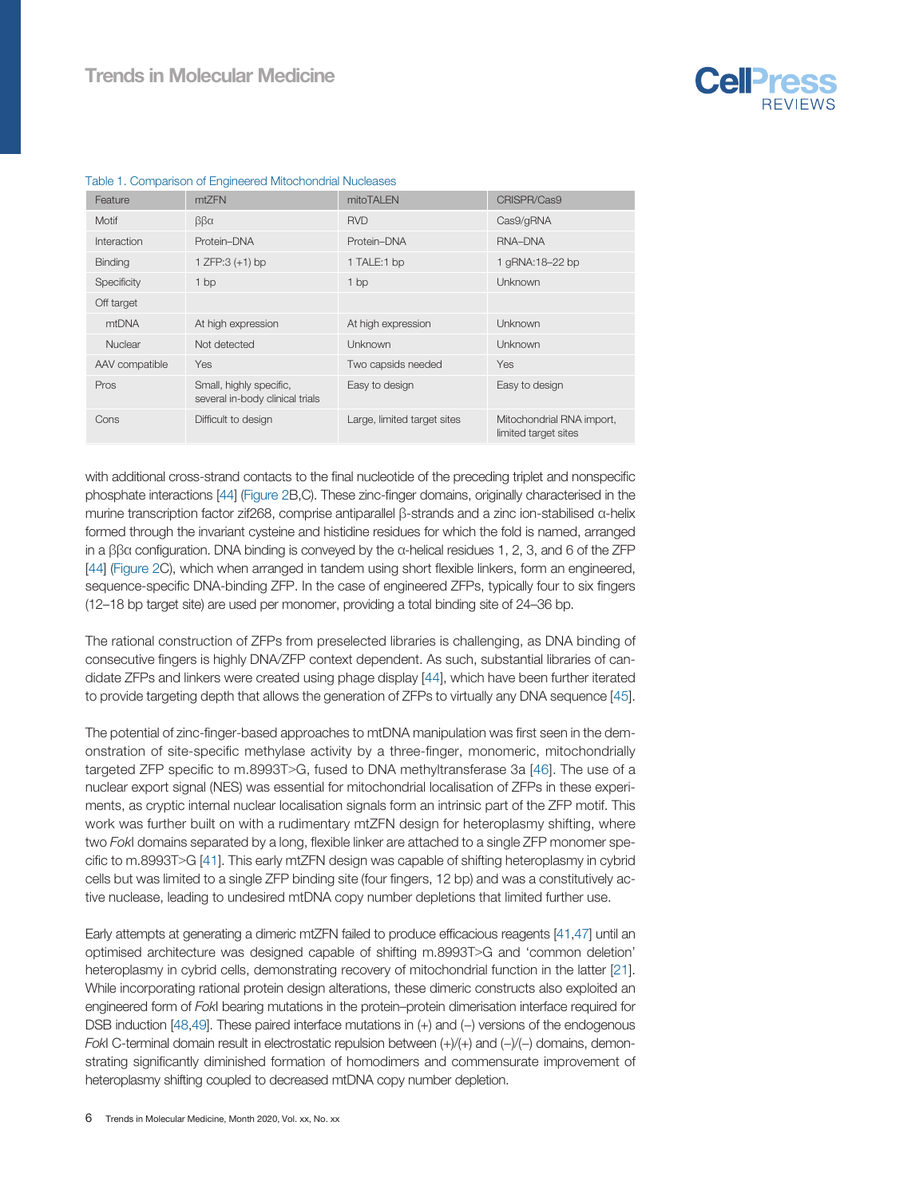Table 1. Comparison of Engineered Mitochondrial Nucleases

| Feature | mtZFN | mitoTALEN | CRISPR/Cas9 |
|---|---|---|---|
| Motif | ββα | RVD | Cas9/gRNA |
| Interaction | Protein–DNA | Protein–DNA | RNA–DNA |
| Binding | 1 ZFP:3 (+1) bp | 1 TALE:1 bp | 1 gRNA:18–22 bp |
| Specificity | 1 bp | 1 bp | Unknown |
| Off target | | | |
| mtDNA | At high expression | At high expression | Unknown |
| Nuclear | Not detected | Unknown | Unknown |
| AAV compatible | Yes | Two capsids needed | Yes |
| Pros | Small, highly specific, several in-body clinical trials | Easy to design | Easy to design |
| Cons | Difficult to design | Large, limited target sites | Mitochondrial RNA import, limited target sites |

with additional cross-strand contacts to the final nucleotide of the preceding triplet and nonspecific phosphate interactions [44] (Figure 2B,C). These zinc-finger domains, originally characterised in the murine transcription factor zif268, comprise antiparallel β-strands and a zinc ion-stabilised α-helix formed through the invariant cysteine and histidine residues for which the fold is named, arranged in a ββα configuration. DNA binding is conveyed by the α-helical residues 1, 2, 3, and 6 of the ZFP [44] (Figure 2C), which when arranged in tandem using short flexible linkers, form an engineered, sequence-specific DNA-binding ZFP. In the case of engineered ZFPs, typically four to six fingers (12–18 bp target site) are used per monomer, providing a total binding site of 24–36 bp.

The rational construction of ZFPs from preselected libraries is challenging, as DNA binding of consecutive fingers is highly DNA/ZFP context dependent. As such, substantial libraries of candidate ZFPs and linkers were created using phage display [44], which have been further iterated to provide targeting depth that allows the generation of ZFPs to virtually any DNA sequence [45].

The potential of zinc-finger-based approaches to mtDNA manipulation was first seen in the demonstration of site-specific methylase activity by a three-finger, monomeric, mitochondrially targeted ZFP specific to m.8993T>G, fused to DNA methyltransferase 3a [46]. The use of a nuclear export signal (NES) was essential for mitochondrial localisation of ZFPs in these experiments, as cryptic internal nuclear localisation signals form an intrinsic part of the ZFP motif. This work was further built on with a rudimentary mtZFN design for heteroplasmy shifting, where two *Fok*I domains separated by a long, flexible linker are attached to a single ZFP monomer specific to m.8993T>G [41]. This early mtZFN design was capable of shifting heteroplasmy in cybrid cells but was limited to a single ZFP binding site (four fingers, 12 bp) and was a constitutively active nuclease, leading to undesired mtDNA copy number depletions that limited further use.

Early attempts at generating a dimeric mtZFN failed to produce efficacious reagents [41,47] until an optimised architecture was designed capable of shifting m.8993T>G and 'common deletion' heteroplasmy in cybrid cells, demonstrating recovery of mitochondrial function in the latter [21]. While incorporating rational protein design alterations, these dimeric constructs also exploited an engineered form of *Fok*I bearing mutations in the protein–protein dimerisation interface required for DSB induction [48,49]. These paired interface mutations in (+) and (–) versions of the endogenous *Fok*I C-terminal domain result in electrostatic repulsion between (+)/(+) and (–)/(–) domains, demonstrating significantly diminished formation of homodimers and commensurate improvement of heteroplasmy shifting coupled to decreased mtDNA copy number depletion.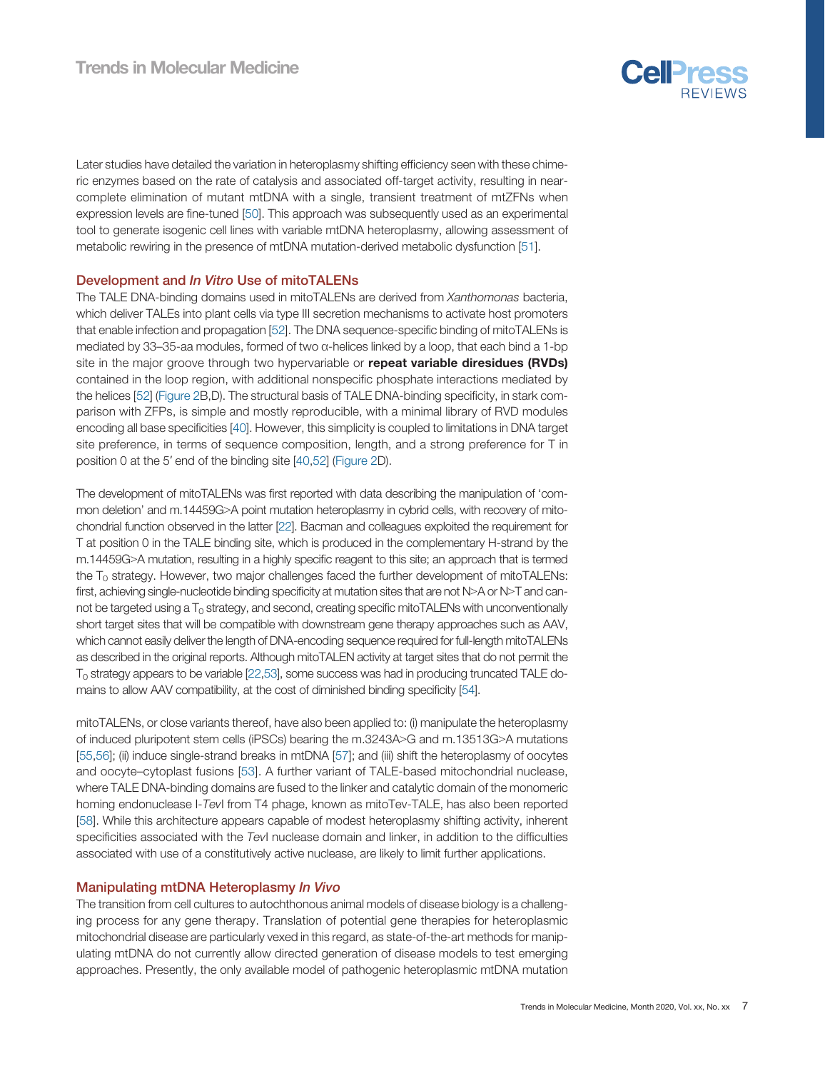Later studies have detailed the variation in heteroplasmy shifting efficiency seen with these chimeric enzymes based on the rate of catalysis and associated off-target activity, resulting in near-complete elimination of mutant mtDNA with a single, transient treatment of mtZFNs when expression levels are fine-tuned [50]. This approach was subsequently used as an experimental tool to generate isogenic cell lines with variable mtDNA heteroplasmy, allowing assessment of metabolic rewiring in the presence of mtDNA mutation-derived metabolic dysfunction [51].

## Development and *In Vitro* Use of mitoTALENs

The TALE DNA-binding domains used in mitoTALENs are derived from *Xanthomonas* bacteria, which deliver TALEs into plant cells via type III secretion mechanisms to activate host promoters that enable infection and propagation [52]. The DNA sequence-specific binding of mitoTALENs is mediated by 33–35-aa modules, formed of two α-helices linked by a loop, that each bind a 1-bp site in the major groove through two hypervariable or **repeat variable diresidues (RVDs)** contained in the loop region, with additional nonspecific phosphate interactions mediated by the helices [52] (Figure 2B,D). The structural basis of TALE DNA-binding specificity, in stark comparison with ZFPs, is simple and mostly reproducible, with a minimal library of RVD modules encoding all base specificities [40]. However, this simplicity is coupled to limitations in DNA target site preference, in terms of sequence composition, length, and a strong preference for T in position 0 at the 5′ end of the binding site [40,52] (Figure 2D).

The development of mitoTALENs was first reported with data describing the manipulation of 'common deletion' and m.14459G>A point mutation heteroplasmy in cybrid cells, with recovery of mitochondrial function observed in the latter [22]. Bacman and colleagues exploited the requirement for T at position 0 in the TALE binding site, which is produced in the complementary H-strand by the m.14459G>A mutation, resulting in a highly specific reagent to this site; an approach that is termed the $T_0$ strategy. However, two major challenges faced the further development of mitoTALENs: first, achieving single-nucleotide binding specificity at mutation sites that are not N>A or N>T and cannot be targeted using a $T_0$ strategy, and second, creating specific mitoTALENs with unconventionally short target sites that will be compatible with downstream gene therapy approaches such as AAV, which cannot easily deliver the length of DNA-encoding sequence required for full-length mitoTALENs as described in the original reports. Although mitoTALEN activity at target sites that do not permit the $T_0$ strategy appears to be variable [22,53], some success was had in producing truncated TALE domains to allow AAV compatibility, at the cost of diminished binding specificity [54].

mitoTALENs, or close variants thereof, have also been applied to: (i) manipulate the heteroplasmy of induced pluripotent stem cells (iPSCs) bearing the m.3243A>G and m.13513G>A mutations [55,56]; (ii) induce single-strand breaks in mtDNA [57]; and (iii) shift the heteroplasmy of oocytes and oocyte–cytoplast fusions [53]. A further variant of TALE-based mitochondrial nuclease, where TALE DNA-binding domains are fused to the linker and catalytic domain of the monomeric homing endonuclease I-*Tev*I from T4 phage, known as mitoTev-TALE, has also been reported [58]. While this architecture appears capable of modest heteroplasmy shifting activity, inherent specificities associated with the *Tev*I nuclease domain and linker, in addition to the difficulties associated with use of a constitutively active nuclease, are likely to limit further applications.

## Manipulating mtDNA Heteroplasmy *In Vivo*

The transition from cell cultures to autochthonous animal models of disease biology is a challenging process for any gene therapy. Translation of potential gene therapies for heteroplasmic mitochondrial disease are particularly vexed in this regard, as state-of-the-art methods for manipulating mtDNA do not currently allow directed generation of disease models to test emerging approaches. Presently, the only available model of pathogenic heteroplasmic mtDNA mutation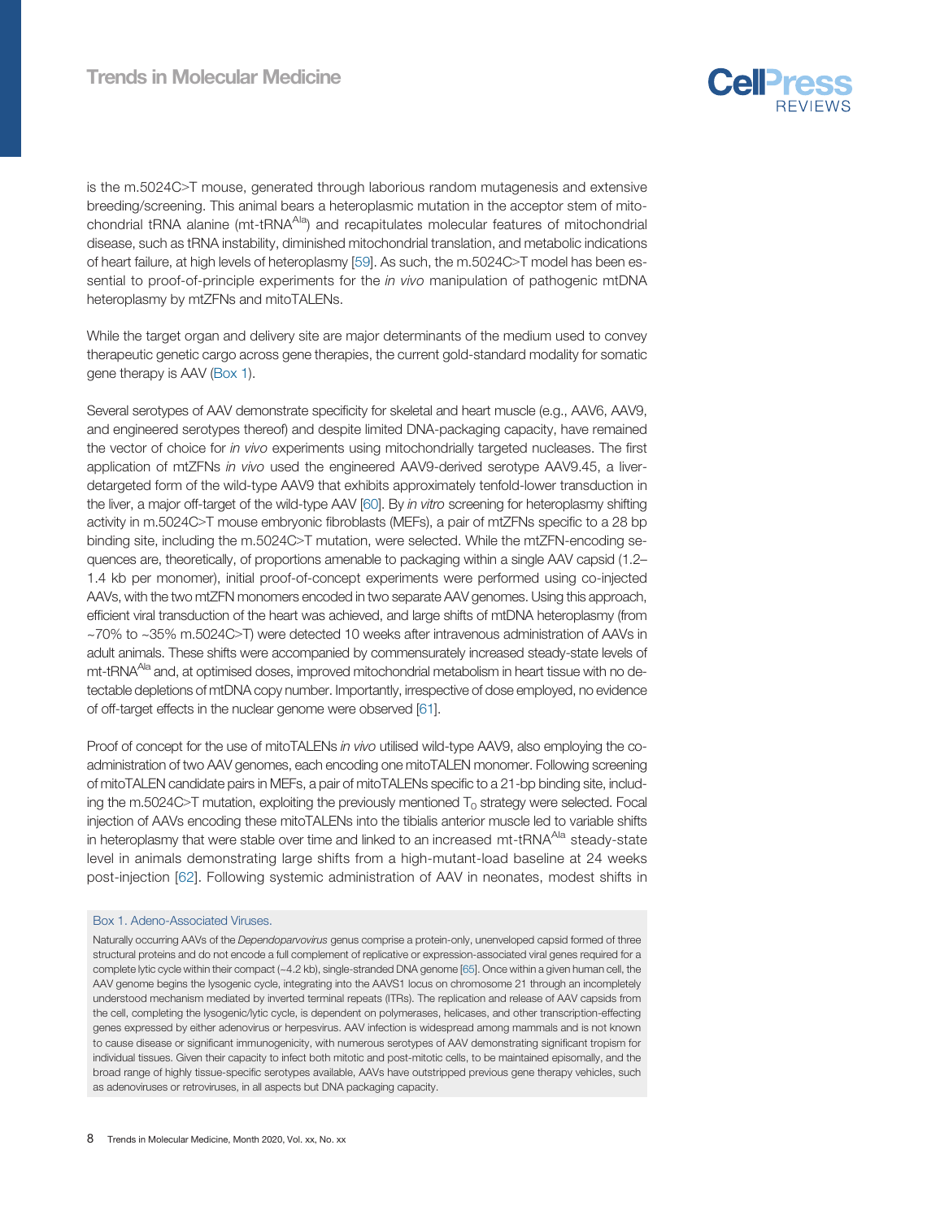is the m.5024C>T mouse, generated through laborious random mutagenesis and extensive breeding/screening. This animal bears a heteroplasmic mutation in the acceptor stem of mitochondrial tRNA alanine (mt-tRNA$^{Ala}$) and recapitulates molecular features of mitochondrial disease, such as tRNA instability, diminished mitochondrial translation, and metabolic indications of heart failure, at high levels of heteroplasmy [59]. As such, the m.5024C>T model has been essential to proof-of-principle experiments for the *in vivo* manipulation of pathogenic mtDNA heteroplasmy by mtZFNs and mitoTALENs.

While the target organ and delivery site are major determinants of the medium used to convey therapeutic genetic cargo across gene therapies, the current gold-standard modality for somatic gene therapy is AAV (Box 1).

Several serotypes of AAV demonstrate specificity for skeletal and heart muscle (e.g., AAV6, AAV9, and engineered serotypes thereof) and despite limited DNA-packaging capacity, have remained the vector of choice for *in vivo* experiments using mitochondrially targeted nucleases. The first application of mtZFNs *in vivo* used the engineered AAV9-derived serotype AAV9.45, a liver-detargeted form of the wild-type AAV9 that exhibits approximately tenfold-lower transduction in the liver, a major off-target of the wild-type AAV [60]. By *in vitro* screening for heteroplasmy shifting activity in m.5024C>T mouse embryonic fibroblasts (MEFs), a pair of mtZFNs specific to a 28 bp binding site, including the m.5024C>T mutation, were selected. While the mtZFN-encoding sequences are, theoretically, of proportions amenable to packaging within a single AAV capsid (1.2–1.4 kb per monomer), initial proof-of-concept experiments were performed using co-injected AAVs, with the two mtZFN monomers encoded in two separate AAV genomes. Using this approach, efficient viral transduction of the heart was achieved, and large shifts of mtDNA heteroplasmy (from ~70% to ~35% m.5024C>T) were detected 10 weeks after intravenous administration of AAVs in adult animals. These shifts were accompanied by commensurately increased steady-state levels of mt-tRNA$^{Ala}$ and, at optimised doses, improved mitochondrial metabolism in heart tissue with no detectable depletions of mtDNA copy number. Importantly, irrespective of dose employed, no evidence of off-target effects in the nuclear genome were observed [61].

Proof of concept for the use of mitoTALENs *in vivo* utilised wild-type AAV9, also employing the co-administration of two AAV genomes, each encoding one mitoTALEN monomer. Following screening of mitoTALEN candidate pairs in MEFs, a pair of mitoTALENs specific to a 21-bp binding site, including the m.5024C>T mutation, exploiting the previously mentioned $T_0$ strategy were selected. Focal injection of AAVs encoding these mitoTALENs into the tibialis anterior muscle led to variable shifts in heteroplasmy that were stable over time and linked to an increased mt-tRNA$^{Ala}$ steady-state level in animals demonstrating large shifts from a high-mutant-load baseline at 24 weeks post-injection [62]. Following systemic administration of AAV in neonates, modest shifts in

**Box 1. Adeno-Associated Viruses.**

Naturally occurring AAVs of the *Dependoparvovirus* genus comprise a protein-only, unenveloped capsid formed of three structural proteins and do not encode a full complement of replicative or expression-associated viral genes required for a complete lytic cycle within their compact (~4.2 kb), single-stranded DNA genome [65]. Once within a given human cell, the AAV genome begins the lysogenic cycle, integrating into the AAVS1 locus on chromosome 21 through an incompletely understood mechanism mediated by inverted terminal repeats (ITRs). The replication and release of AAV capsids from the cell, completing the lysogenic/lytic cycle, is dependent on polymerases, helicases, and other transcription-effecting genes expressed by either adenovirus or herpesvirus. AAV infection is widespread among mammals and is not known to cause disease or significant immunogenicity, with numerous serotypes of AAV demonstrating significant tropism for individual tissues. Given their capacity to infect both mitotic and post-mitotic cells, to be maintained episomally, and the broad range of highly tissue-specific serotypes available, AAVs have outstripped previous gene therapy vehicles, such as adenoviruses or retroviruses, in all aspects but DNA packaging capacity.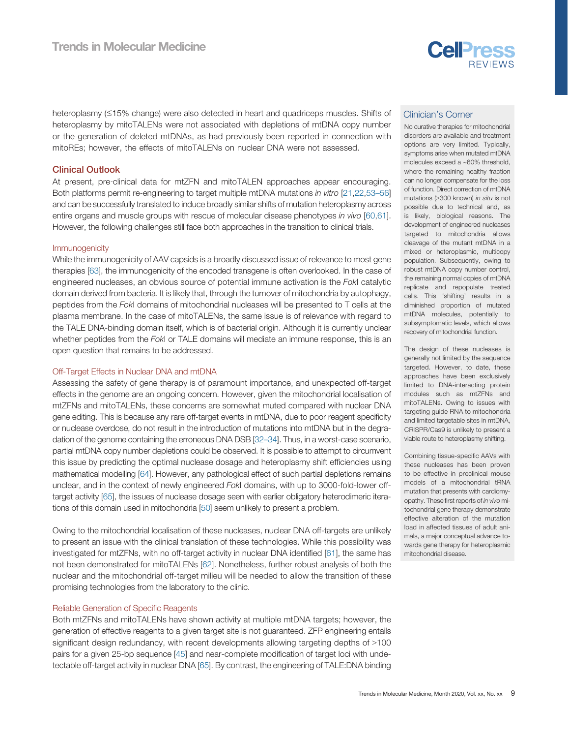heteroplasmy (≤15% change) were also detected in heart and quadriceps muscles. Shifts of heteroplasmy by mitoTALENs were not associated with depletions of mtDNA copy number or the generation of deleted mtDNAs, as had previously been reported in connection with mitoREs; however, the effects of mitoTALENs on nuclear DNA were not assessed.

## Clinical Outlook

At present, pre-clinical data for mtZFN and mitoTALEN approaches appear encouraging. Both platforms permit re-engineering to target multiple mtDNA mutations *in vitro* [21,22,53–56] and can be successfully translated to induce broadly similar shifts of mutation heteroplasmy across entire organs and muscle groups with rescue of molecular disease phenotypes *in vivo* [60,61]. However, the following challenges still face both approaches in the transition to clinical trials.

### Immunogenicity

While the immunogenicity of AAV capsids is a broadly discussed issue of relevance to most gene therapies [63], the immunogenicity of the encoded transgene is often overlooked. In the case of engineered nucleases, an obvious source of potential immune activation is the *Fok*I catalytic domain derived from bacteria. It is likely that, through the turnover of mitochondria by autophagy, peptides from the *Fok*I domains of mitochondrial nucleases will be presented to T cells at the plasma membrane. In the case of mitoTALENs, the same issue is of relevance with regard to the TALE DNA-binding domain itself, which is of bacterial origin. Although it is currently unclear whether peptides from the *Fok*I or TALE domains will mediate an immune response, this is an open question that remains to be addressed.

### Off-Target Effects in Nuclear DNA and mtDNA

Assessing the safety of gene therapy is of paramount importance, and unexpected off-target effects in the genome are an ongoing concern. However, given the mitochondrial localisation of mtZFNs and mitoTALENs, these concerns are somewhat muted compared with nuclear DNA gene editing. This is because any rare off-target events in mtDNA, due to poor reagent specificity or nuclease overdose, do not result in the introduction of mutations into mtDNA but in the degradation of the genome containing the erroneous DNA DSB [32–34]. Thus, in a worst-case scenario, partial mtDNA copy number depletions could be observed. It is possible to attempt to circumvent this issue by predicting the optimal nuclease dosage and heteroplasmy shift efficiencies using mathematical modelling [64]. However, any pathological effect of such partial depletions remains unclear, and in the context of newly engineered *Fok*I domains, with up to 3000-fold-lower off-target activity [65], the issues of nuclease dosage seen with earlier obligatory heterodimeric iterations of this domain used in mitochondria [50] seem unlikely to present a problem.

Owing to the mitochondrial localisation of these nucleases, nuclear DNA off-targets are unlikely to present an issue with the clinical translation of these technologies. While this possibility was investigated for mtZFNs, with no off-target activity in nuclear DNA identified [61], the same has not been demonstrated for mitoTALENs [62]. Nonetheless, further robust analysis of both the nuclear and the mitochondrial off-target milieu will be needed to allow the transition of these promising technologies from the laboratory to the clinic.

### Reliable Generation of Specific Reagents

Both mtZFNs and mitoTALENs have shown activity at multiple mtDNA targets; however, the generation of effective reagents to a given target site is not guaranteed. ZFP engineering entails significant design redundancy, with recent developments allowing targeting depths of >100 pairs for a given 25-bp sequence [45] and near-complete modification of target loci with undetectable off-target activity in nuclear DNA [65]. By contrast, the engineering of TALE:DNA binding

## Clinician's Corner

No curative therapies for mitochondrial disorders are available and treatment options are very limited. Typically, symptoms arise when mutated mtDNA molecules exceed a ~60% threshold, where the remaining healthy fraction can no longer compensate for the loss of function. Direct correction of mtDNA mutations (>300 known) *in situ* is not possible due to technical and, as is likely, biological reasons. The development of engineered nucleases targeted to mitochondria allows cleavage of the mutant mtDNA in a mixed or heteroplasmic, multicopy population. Subsequently, owing to robust mtDNA copy number control, the remaining normal copies of mtDNA replicate and repopulate treated cells. This 'shifting' results in a diminished proportion of mutated mtDNA molecules, potentially to subsymptomatic levels, which allows recovery of mitochondrial function.

The design of these nucleases is generally not limited by the sequence targeted. However, to date, these approaches have been exclusively limited to DNA-interacting protein modules such as mtZFNs and mitoTALENs. Owing to issues with targeting guide RNA to mitochondria and limited targetable sites in mtDNA, CRISPR/Cas9 is unlikely to present a viable route to heteroplasmy shifting.

Combining tissue-specific AAVs with these nucleases has been proven to be effective in preclinical mouse models of a mitochondrial tRNA mutation that presents with cardiomyopathy. These first reports of *in vivo* mitochondrial gene therapy demonstrate effective alteration of the mutation load in affected tissues of adult animals, a major conceptual advance towards gene therapy for heteroplasmic mitochondrial disease.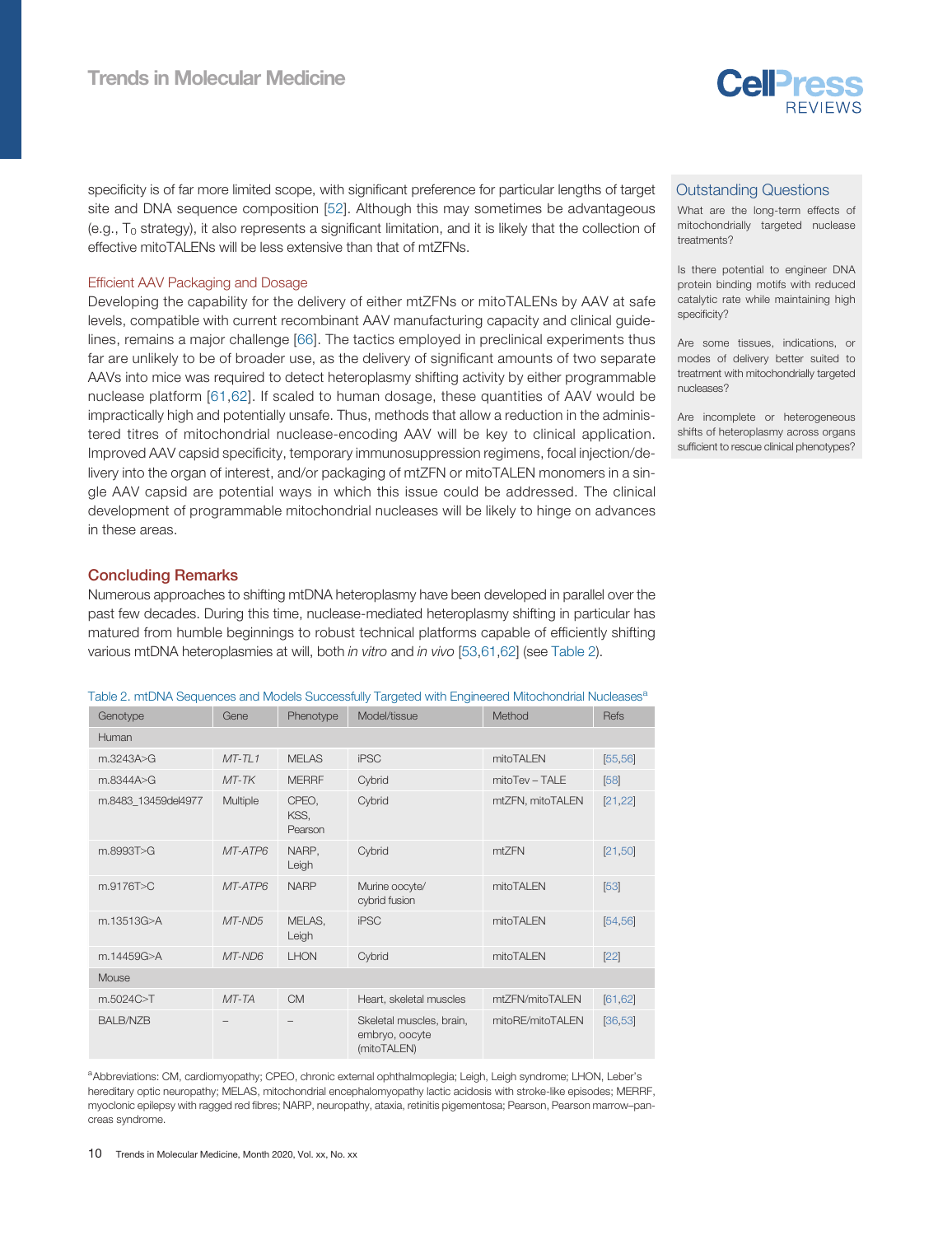specificity is of far more limited scope, with significant preference for particular lengths of target site and DNA sequence composition [52]. Although this may sometimes be advantageous (e.g., $T_0$ strategy), it also represents a significant limitation, and it is likely that the collection of effective mitoTALENs will be less extensive than that of mtZFNs.

### Efficient AAV Packaging and Dosage

Developing the capability for the delivery of either mtZFNs or mitoTALENs by AAV at safe levels, compatible with current recombinant AAV manufacturing capacity and clinical guidelines, remains a major challenge [66]. The tactics employed in preclinical experiments thus far are unlikely to be of broader use, as the delivery of significant amounts of two separate AAVs into mice was required to detect heteroplasmy shifting activity by either programmable nuclease platform [61,62]. If scaled to human dosage, these quantities of AAV would be impractically high and potentially unsafe. Thus, methods that allow a reduction in the administered titres of mitochondrial nuclease-encoding AAV will be key to clinical application. Improved AAV capsid specificity, temporary immunosuppression regimens, focal injection/delivery into the organ of interest, and/or packaging of mtZFN or mitoTALEN monomers in a single AAV capsid are potential ways in which this issue could be addressed. The clinical development of programmable mitochondrial nucleases will be likely to hinge on advances in these areas.

## Concluding Remarks

Numerous approaches to shifting mtDNA heteroplasmy have been developed in parallel over the past few decades. During this time, nuclease-mediated heteroplasmy shifting in particular has matured from humble beginnings to robust technical platforms capable of efficiently shifting various mtDNA heteroplasmies at will, both *in vitro* and *in vivo* [53,61,62] (see Table 2).

### Outstanding Questions

What are the long-term effects of mitochondrially targeted nuclease treatments?

Is there potential to engineer DNA protein binding motifs with reduced catalytic rate while maintaining high specificity?

Are some tissues, indications, or modes of delivery better suited to treatment with mitochondrially targeted nucleases?

Are incomplete or heterogeneous shifts of heteroplasmy across organs sufficient to rescue clinical phenotypes?

Table 2. mtDNA Sequences and Models Successfully Targeted with Engineered Mitochondrial Nucleases[a]

| Genotype | Gene | Phenotype | Model/tissue | Method | Refs |
|---|---|---|---|---|---|
| Human | | | | | |
| m.3243A>G | *MT-TL1* | MELAS | iPSC | mitoTALEN | [55,56] |
| m.8344A>G | *MT-TK* | MERRF | Cybrid | mitoTev – TALE | [58] |
| m.8483_13459del4977 | Multiple | CPEO, KSS, Pearson | Cybrid | mtZFN, mitoTALEN | [21,22] |
| m.8993T>G | *MT-ATP6* | NARP, Leigh | Cybrid | mtZFN | [21,50] |
| m.9176T>C | *MT-ATP6* | NARP | Murine oocyte/cybrid fusion | mitoTALEN | [53] |
| m.13513G>A | *MT-ND5* | MELAS, Leigh | iPSC | mitoTALEN | [54,56] |
| m.14459G>A | *MT-ND6* | LHON | Cybrid | mitoTALEN | [22] |
| Mouse | | | | | |
| m.5024C>T | *MT-TA* | CM | Heart, skeletal muscles | mtZFN/mitoTALEN | [61,62] |
| BALB/NZB | – | – | Skeletal muscles, brain, embryo, oocyte (mitoTALEN) | mitoRE/mitoTALEN | [36,53] |

[a]Abbreviations: CM, cardiomyopathy; CPEO, chronic external ophthalmoplegia; Leigh, Leigh syndrome; LHON, Leber's hereditary optic neuropathy; MELAS, mitochondrial encephalomyopathy lactic acidosis with stroke-like episodes; MERRF, myoclonic epilepsy with ragged red fibres; NARP, neuropathy, ataxia, retinitis pigmentosa; Pearson, Pearson marrow–pancreas syndrome.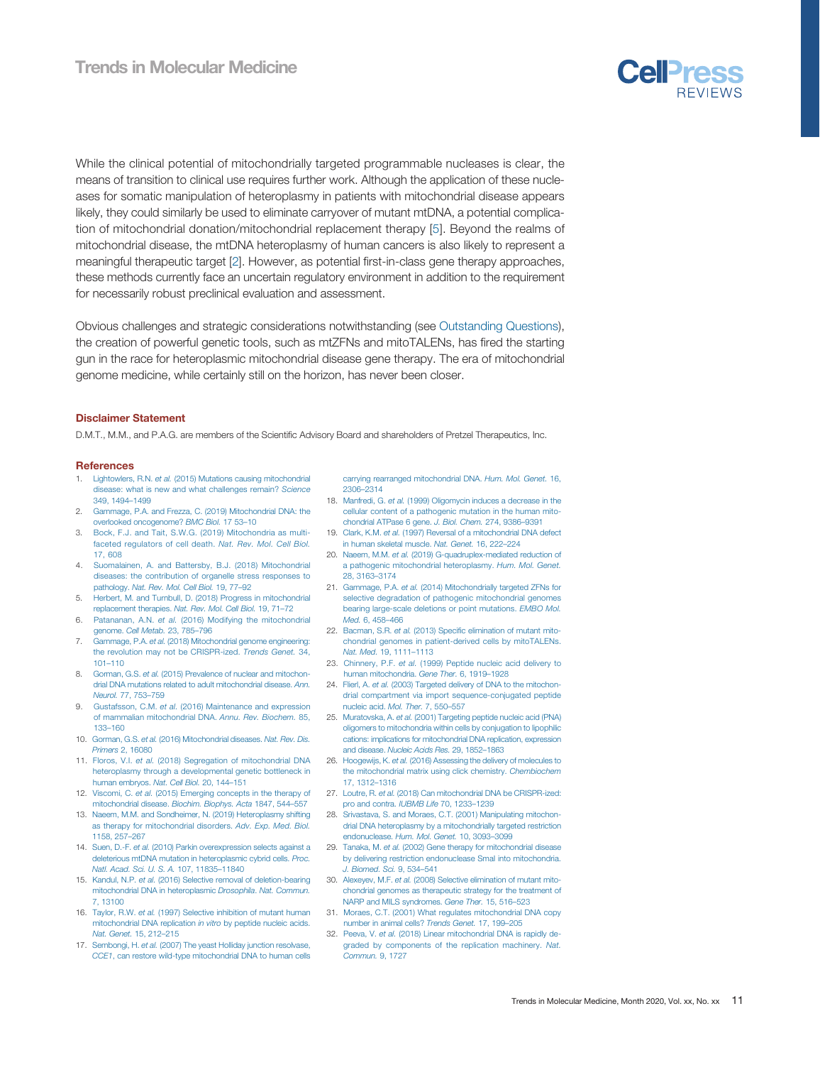While the clinical potential of mitochondrially targeted programmable nucleases is clear, the means of transition to clinical use requires further work. Although the application of these nucleases for somatic manipulation of heteroplasmy in patients with mitochondrial disease appears likely, they could similarly be used to eliminate carryover of mutant mtDNA, a potential complication of mitochondrial donation/mitochondrial replacement therapy [5]. Beyond the realms of mitochondrial disease, the mtDNA heteroplasmy of human cancers is also likely to represent a meaningful therapeutic target [2]. However, as potential first-in-class gene therapy approaches, these methods currently face an uncertain regulatory environment in addition to the requirement for necessarily robust preclinical evaluation and assessment.

Obvious challenges and strategic considerations notwithstanding (see Outstanding Questions), the creation of powerful genetic tools, such as mtZFNs and mitoTALENs, has fired the starting gun in the race for heteroplasmic mitochondrial disease gene therapy. The era of mitochondrial genome medicine, while certainly still on the horizon, has never been closer.

### Disclaimer Statement

D.M.T., M.M., and P.A.G. are members of the Scientific Advisory Board and shareholders of Pretzel Therapeutics, Inc.

### References

1. Lightowlers, R.N. *et al.* (2015) Mutations causing mitochondrial disease: what is new and what challenges remain? *Science* 349, 1494–1499
2. Gammage, P.A. and Frezza, C. (2019) Mitochondrial DNA: the overlooked oncogenome? *BMC Biol.* 17 53–10
3. Bock, F.J. and Tait, S.W.G. (2019) Mitochondria as multifaceted regulators of cell death. *Nat. Rev. Mol. Cell Biol.* 17, 608
4. Suomalainen, A. and Battersby, B.J. (2018) Mitochondrial diseases: the contribution of organelle stress responses to pathology. *Nat. Rev. Mol. Cell Biol.* 19, 77–92
5. Herbert, M. and Turnbull, D. (2018) Progress in mitochondrial replacement therapies. *Nat. Rev. Mol. Cell Biol.* 19, 71–72
6. Patananan, A.N. *et al.* (2016) Modifying the mitochondrial genome. *Cell Metab.* 23, 785–796
7. Gammage, P.A. *et al.* (2018) Mitochondrial genome engineering: the revolution may not be CRISPR-ized. *Trends Genet.* 34, 101–110
8. Gorman, G.S. *et al.* (2015) Prevalence of nuclear and mitochondrial DNA mutations related to adult mitochondrial disease. *Ann. Neurol.* 77, 753–759
9. Gustafsson, C.M. *et al.* (2016) Maintenance and expression of mammalian mitochondrial DNA. *Annu. Rev. Biochem.* 85, 133–160
10. Gorman, G.S. *et al.* (2016) Mitochondrial diseases. *Nat. Rev. Dis. Primers* 2, 16080
11. Floros, V.I. *et al.* (2018) Segregation of mitochondrial DNA heteroplasmy through a developmental genetic bottleneck in human embryos. *Nat. Cell Biol.* 20, 144–151
12. Viscomi, C. *et al.* (2015) Emerging concepts in the therapy of mitochondrial disease. *Biochim. Biophys. Acta* 1847, 544–557
13. Naeem, M.M. and Sondheimer, N. (2019) Heteroplasmy shifting as therapy for mitochondrial disorders. *Adv. Exp. Med. Biol.* 1158, 257–267
14. Suen, D.-F. *et al.* (2010) Parkin overexpression selects against a deleterious mtDNA mutation in heteroplasmic cybrid cells. *Proc. Natl. Acad. Sci. U. S. A.* 107, 11835–11840
15. Kandul, N.P. *et al.* (2016) Selective removal of deletion-bearing mitochondrial DNA in heteroplasmic *Drosophila*. *Nat. Commun.* 7, 13100
16. Taylor, R.W. *et al.* (1997) Selective inhibition of mutant human mitochondrial DNA replication *in vitro* by peptide nucleic acids. *Nat. Genet.* 15, 212–215
17. Sembongi, H. *et al.* (2007) The yeast Holliday junction resolvase, *CCE1*, can restore wild-type mitochondrial DNA to human cells carrying rearranged mitochondrial DNA. *Hum. Mol. Genet.* 16, 2306–2314
18. Manfredi, G. *et al.* (1999) Oligomycin induces a decrease in the cellular content of a pathogenic mutation in the human mitochondrial ATPase 6 gene. *J. Biol. Chem.* 274, 9386–9391
19. Clark, K.M. *et al.* (1997) Reversal of a mitochondrial DNA defect in human skeletal muscle. *Nat. Genet.* 16, 222–224
20. Naeem, M.M. *et al.* (2019) G-quadruplex-mediated reduction of a pathogenic mitochondrial heteroplasmy. *Hum. Mol. Genet.* 28, 3163–3174
21. Gammage, P.A. *et al.* (2014) Mitochondrially targeted ZFNs for selective degradation of pathogenic mitochondrial genomes bearing large-scale deletions or point mutations. *EMBO Mol. Med.* 6, 458–466
22. Bacman, S.R. *et al.* (2013) Specific elimination of mutant mitochondrial genomes in patient-derived cells by mitoTALENs. *Nat. Med.* 19, 1111–1113
23. Chinnery, P.F. *et al.* (1999) Peptide nucleic acid delivery to human mitochondria. *Gene Ther.* 6, 1919–1928
24. Flierl, A. *et al.* (2003) Targeted delivery of DNA to the mitochondrial compartment via import sequence-conjugated peptide nucleic acid. *Mol. Ther.* 7, 550–557
25. Muratovska, A. *et al.* (2001) Targeting peptide nucleic acid (PNA) oligomers to mitochondria within cells by conjugation to lipophilic cations: implications for mitochondrial DNA replication, expression and disease. *Nucleic Acids Res.* 29, 1852–1863
26. Hoogewijs, K. *et al.* (2016) Assessing the delivery of molecules to the mitochondrial matrix using click chemistry. *Chembiochem* 17, 1312–1316
27. Loutre, R. *et al.* (2018) Can mitochondrial DNA be CRISPR-ized: pro and contra. *IUBMB Life* 70, 1233–1239
28. Srivastava, S. and Moraes, C.T. (2001) Manipulating mitochondrial DNA heteroplasmy by a mitochondrially targeted restriction endonuclease. *Hum. Mol. Genet.* 10, 3093–3099
29. Tanaka, M. *et al.* (2002) Gene therapy for mitochondrial disease by delivering restriction endonuclease SmaI into mitochondria. *J. Biomed. Sci.* 9, 534–541
30. Alexeyev, M.F. *et al.* (2008) Selective elimination of mutant mitochondrial genomes as therapeutic strategy for the treatment of NARP and MILS syndromes. *Gene Ther.* 15, 516–523
31. Moraes, C.T. (2001) What regulates mitochondrial DNA copy number in animal cells? *Trends Genet.* 17, 199–205
32. Peeva, V. *et al.* (2018) Linear mitochondrial DNA is rapidly degraded by components of the replication machinery. *Nat. Commun.* 9, 1727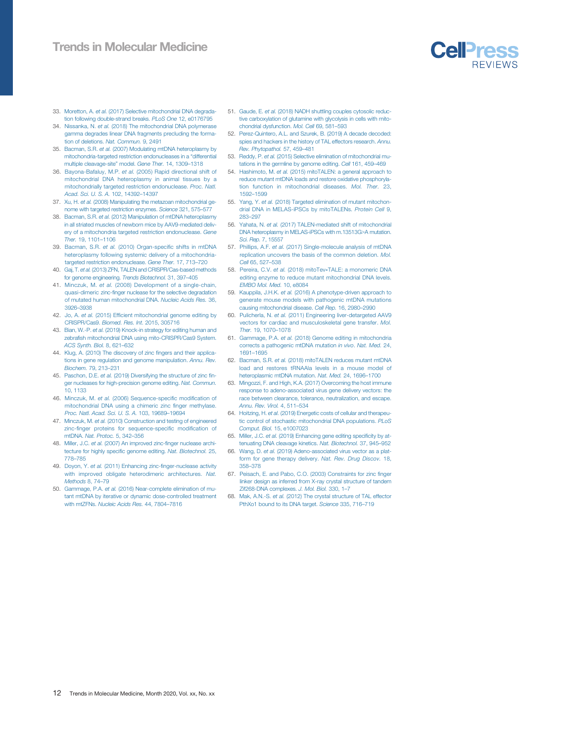33. Moretton, A. *et al.* (2017) Selective mitochondrial DNA degradation following double-strand breaks. *PLoS One* 12, e0176795
34. Nissanka, N. *et al.* (2018) The mitochondrial DNA polymerase gamma degrades linear DNA fragments precluding the formation of deletions. *Nat. Commun.* 9, 2491
35. Bacman, S.R. *et al.* (2007) Modulating mtDNA heteroplasmy by mitochondria-targeted restriction endonucleases in a "differential multiple cleavage-site" model. *Gene Ther.* 14, 1309–1318
36. Bayona-Bafaluy, M.P. *et al.* (2005) Rapid directional shift of mitochondrial DNA heteroplasmy in animal tissues by a mitochondrially targeted restriction endonuclease. *Proc. Natl. Acad. Sci. U. S. A.* 102, 14392–14397
37. Xu, H. *et al.* (2008) Manipulating the metazoan mitochondrial genome with targeted restriction enzymes. *Science* 321, 575–577
38. Bacman, S.R. *et al.* (2012) Manipulation of mtDNA heteroplasmy in all striated muscles of newborn mice by AAV9-mediated delivery of a mitochondria targeted restriction endonuclease. *Gene Ther.* 19, 1101–1106
39. Bacman, S.R. *et al.* (2010) Organ-specific shifts in mtDNA heteroplasmy following systemic delivery of a mitochondria-targeted restriction endonuclease. *Gene Ther.* 17, 713–720
40. Gaj, T. *et al.* (2013) ZFN, TALEN and CRISPR/Cas-based methods for genome engineering. *Trends Biotechnol.* 31, 397–405
41. Minczuk, M. *et al.* (2008) Development of a single-chain, quasi-dimeric zinc-finger nuclease for the selective degradation of mutated human mitochondrial DNA. *Nucleic Acids Res.* 36, 3926–3938
42. Jo, A. *et al.* (2015) Efficient mitochondrial genome editing by CRISPR/Cas9. *Biomed. Res. Int.* 2015, 305716
43. Bian, W.-P. *et al.* (2019) Knock-in strategy for editing human and zebrafish mitochondrial DNA using mito-CRISPR/Cas9 System. *ACS Synth. Biol.* 8, 621–632
44. Klug, A. (2010) The discovery of zinc fingers and their applications in gene regulation and genome manipulation. *Annu. Rev. Biochem.* 79, 213–231
45. Paschon, D.E. *et al.* (2019) Diversifying the structure of zinc finger nucleases for high-precision genome editing. *Nat. Commun.* 10, 1133
46. Minczuk, M. *et al.* (2006) Sequence-specific modification of mitochondrial DNA using a chimeric zinc finger methylase. *Proc. Natl. Acad. Sci. U. S. A.* 103, 19689–19694
47. Minczuk, M. *et al.* (2010) Construction and testing of engineered zinc-finger proteins for sequence-specific modification of mtDNA. *Nat. Protoc.* 5, 342–356
48. Miller, J.C. *et al.* (2007) An improved zinc-finger nuclease architecture for highly specific genome editing. *Nat. Biotechnol.* 25, 778–785
49. Doyon, Y. *et al.* (2011) Enhancing zinc-finger-nuclease activity with improved obligate heterodimeric architectures. *Nat. Methods* 8, 74–79
50. Gammage, P.A. *et al.* (2016) Near-complete elimination of mutant mtDNA by iterative or dynamic dose-controlled treatment with mtZFNs. *Nucleic Acids Res.* 44, 7804–7816
51. Gaude, E. *et al.* (2018) NADH shuttling couples cytosolic reductive carboxylation of glutamine with glycolysis in cells with mitochondrial dysfunction. *Mol. Cell* 69, 581–593
52. Perez-Quintero, A.L. and Szurek, B. (2019) A decade decoded: spies and hackers in the history of TAL effectors research. *Annu. Rev. Phytopathol.* 57, 459–481
53. Reddy, P. *et al.* (2015) Selective elimination of mitochondrial mutations in the germline by genome editing. *Cell* 161, 459–469
54. Hashimoto, M. *et al.* (2015) mitoTALEN: a general approach to reduce mutant mtDNA loads and restore oxidative phosphorylation function in mitochondrial diseases. *Mol. Ther.* 23, 1592–1599
55. Yang, Y. *et al.* (2018) Targeted elimination of mutant mitochondrial DNA in MELAS-iPSCs by mitoTALENs. *Protein Cell* 9, 283–297
56. Yahata, N. *et al.* (2017) TALEN-mediated shift of mitochondrial DNA heteroplasmy in MELAS-iPSCs with m.13513G>A mutation. *Sci. Rep.* 7, 15557
57. Phillips, A.F. *et al.* (2017) Single-molecule analysis of mtDNA replication uncovers the basis of the common deletion. *Mol. Cell* 65, 527–538
58. Pereira, C.V. *et al.* (2018) mitoTev-TALE: a monomeric DNA editing enzyme to reduce mutant mitochondrial DNA levels. *EMBO Mol. Med.* 10, e8084
59. Kauppila, J.H.K. *et al.* (2016) A phenotype-driven approach to generate mouse models with pathogenic mtDNA mutations causing mitochondrial disease. *Cell Rep.* 16, 2980–2990
60. Pulicherla, N. *et al.* (2011) Engineering liver-detargeted AAV9 vectors for cardiac and musculoskeletal gene transfer. *Mol. Ther.* 19, 1070–1078
61. Gammage, P.A. *et al.* (2018) Genome editing in mitochondria corrects a pathogenic mtDNA mutation *in vivo*. *Nat. Med.* 24, 1691–1695
62. Bacman, S.R. *et al.* (2018) mitoTALEN reduces mutant mtDNA load and restores tRNAAla levels in a mouse model of heteroplasmic mtDNA mutation. *Nat. Med.* 24, 1696–1700
63. Mingozzi, F. and High, K.A. (2017) Overcoming the host immune response to adeno-associated virus gene delivery vectors: the race between clearance, tolerance, neutralization, and escape. *Annu. Rev. Virol.* 4, 511–534
64. Hoitzing, H. *et al.* (2019) Energetic costs of cellular and therapeutic control of stochastic mitochondrial DNA populations. *PLoS Comput. Biol.* 15, e1007023
65. Miller, J.C. *et al.* (2019) Enhancing gene editing specificity by attenuating DNA cleavage kinetics. *Nat. Biotechnol.* 37, 945–952
66. Wang, D. *et al.* (2019) Adeno-associated virus vector as a platform for gene therapy delivery. *Nat. Rev. Drug Discov.* 18, 358–378
67. Peisach, E. and Pabo, C.O. (2003) Constraints for zinc finger linker design as inferred from X-ray crystal structure of tandem Zif268-DNA complexes. *J. Mol. Biol.* 330, 1–7
68. Mak, A.N.-S. *et al.* (2012) The crystal structure of TAL effector PthXo1 bound to its DNA target. *Science* 335, 716–719